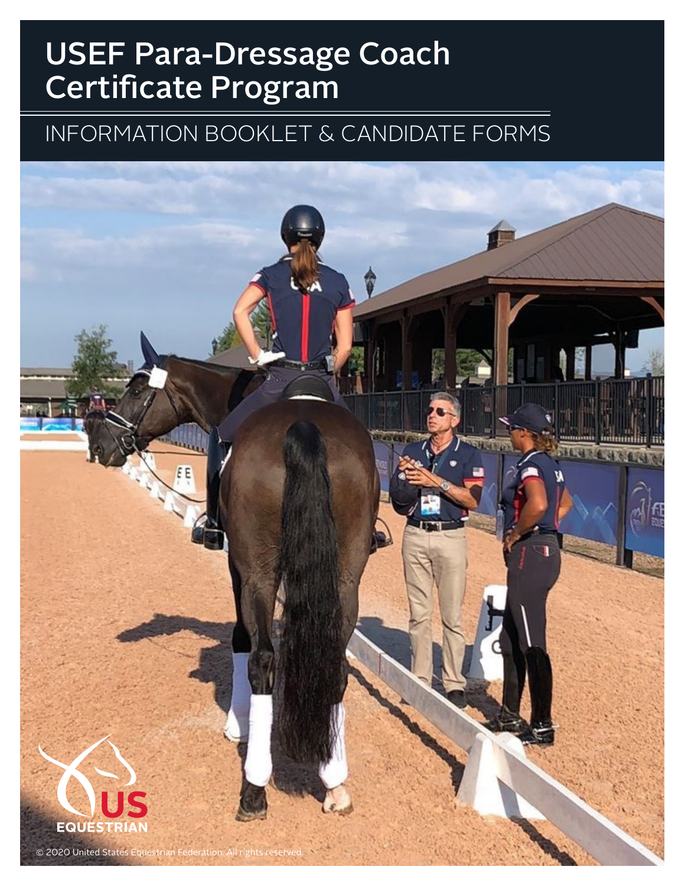# USEF Para-Dressage Coach Certificate Program

## INFORMATION BOOKLET & CANDIDATE FORMS

US EQUESTRIAN

© 2020 United States Equestrian Federation. All rights reserved.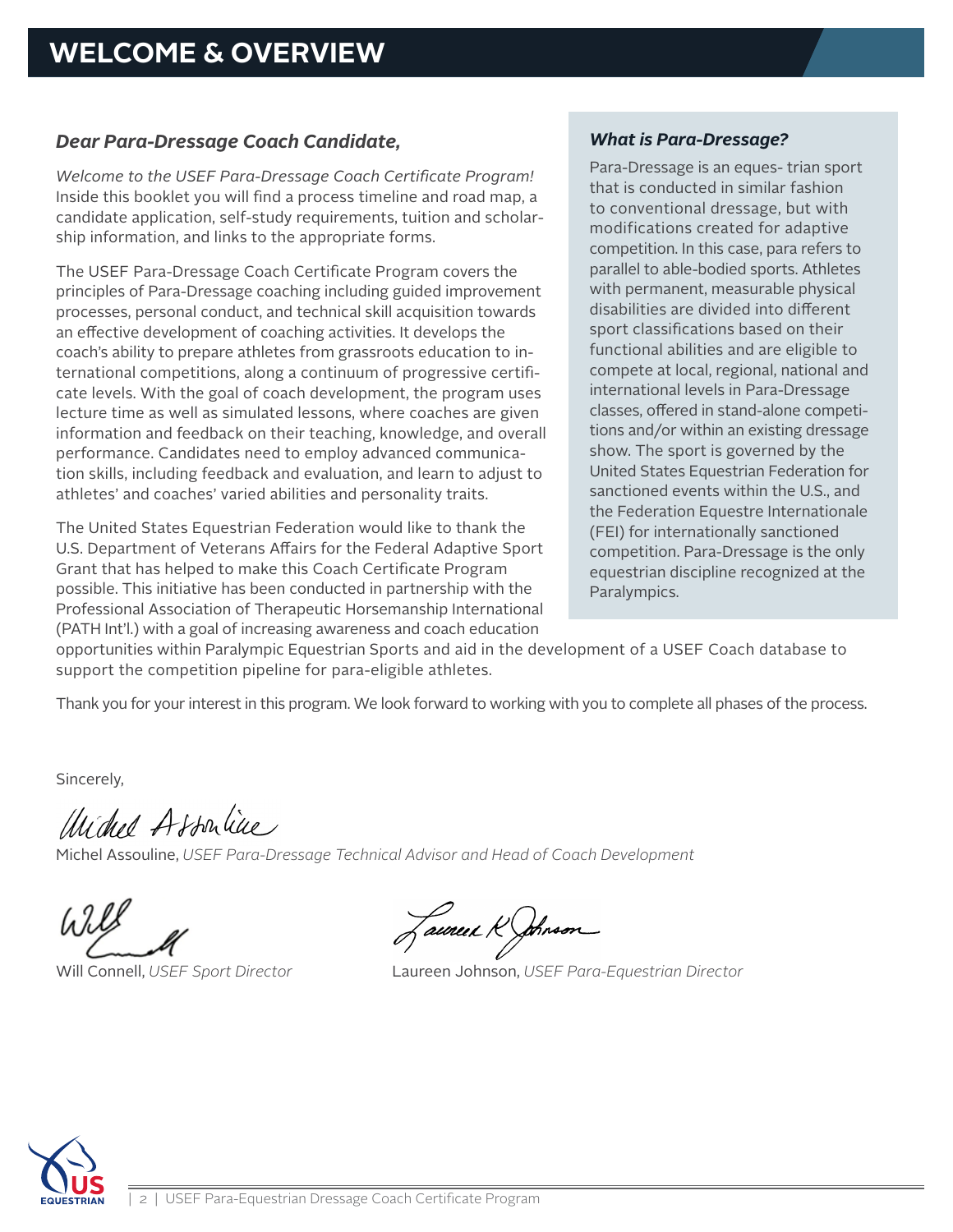# WELCOME & OVERVIEW

***Dear Para-Dressage Coach Candidate,***

*Welcome to the USEF Para-Dressage Coach Certificate Program!* Inside this booklet you will find a process timeline and road map, a candidate application, self-study requirements, tuition and scholarship information, and links to the appropriate forms.

The USEF Para-Dressage Coach Certificate Program covers the principles of Para-Dressage coaching including guided improvement processes, personal conduct, and technical skill acquisition towards an effective development of coaching activities. It develops the coach's ability to prepare athletes from grassroots education to international competitions, along a continuum of progressive certificate levels. With the goal of coach development, the program uses lecture time as well as simulated lessons, where coaches are given information and feedback on their teaching, knowledge, and overall performance. Candidates need to employ advanced communication skills, including feedback and evaluation, and learn to adjust to athletes' and coaches' varied abilities and personality traits.

The United States Equestrian Federation would like to thank the U.S. Department of Veterans Affairs for the Federal Adaptive Sport Grant that has helped to make this Coach Certificate Program possible. This initiative has been conducted in partnership with the Professional Association of Therapeutic Horsemanship International (PATH Int'l.) with a goal of increasing awareness and coach education opportunities within Paralympic Equestrian Sports and aid in the development of a USEF Coach database to support the competition pipeline for para-eligible athletes.

Thank you for your interest in this program. We look forward to working with you to complete all phases of the process.

***What is Para-Dressage?***

Para-Dressage is an eques- trian sport that is conducted in similar fashion to conventional dressage, but with modifications created for adaptive competition. In this case, para refers to parallel to able-bodied sports. Athletes with permanent, measurable physical disabilities are divided into different sport classifications based on their functional abilities and are eligible to compete at local, regional, national and international levels in Para-Dressage classes, offered in stand-alone competitions and/or within an existing dressage show. The sport is governed by the United States Equestrian Federation for sanctioned events within the U.S., and the Federation Equestre Internationale (FEI) for internationally sanctioned competition. Para-Dressage is the only equestrian discipline recognized at the Paralympics.

Sincerely,

Michel Assouline, *USEF Para-Dressage Technical Advisor and Head of Coach Development*

Will Connell, *USEF Sport Director*

Laureen Johnson, *USEF Para-Equestrian Director*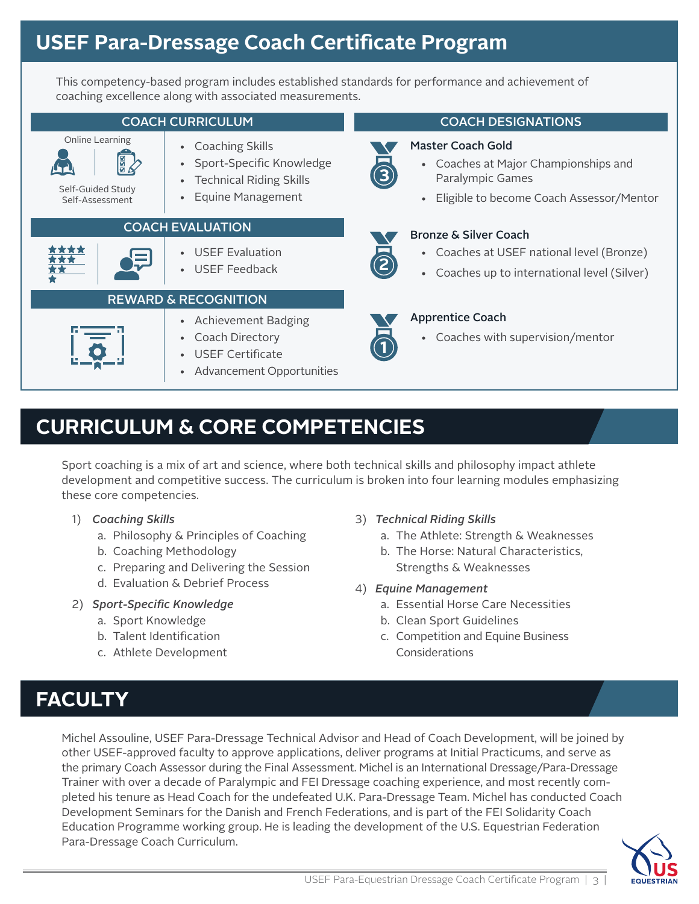# USEF Para-Dressage Coach Certificate Program

This competency-based program includes established standards for performance and achievement of coaching excellence along with associated measurements.

## COACH CURRICULUM

Online Learning

Self-Guided Study
Self-Assessment

- Coaching Skills
- Sport-Specific Knowledge
- Technical Riding Skills
- Equine Management

## COACH EVALUATION

- USEF Evaluation
- USEF Feedback

## REWARD & RECOGNITION

- Achievement Badging
- Coach Directory
- USEF Certificate
- Advancement Opportunities

## COACH DESIGNATIONS

**Master Coach Gold**

- Coaches at Major Championships and Paralympic Games
- Eligible to become Coach Assessor/Mentor

**Bronze & Silver Coach**

- Coaches at USEF national level (Bronze)
- Coaches up to international level (Silver)

**Apprentice Coach**

- Coaches with supervision/mentor

# CURRICULUM & CORE COMPETENCIES

Sport coaching is a mix of art and science, where both technical skills and philosophy impact athlete development and competitive success. The curriculum is broken into four learning modules emphasizing these core competencies.

1) *Coaching Skills*
   a. Philosophy & Principles of Coaching
   b. Coaching Methodology
   c. Preparing and Delivering the Session
   d. Evaluation & Debrief Process
2) *Sport-Specific Knowledge*
   a. Sport Knowledge
   b. Talent Identification
   c. Athlete Development
3) *Technical Riding Skills*
   a. The Athlete: Strength & Weaknesses
   b. The Horse: Natural Characteristics, Strengths & Weaknesses
4) *Equine Management*
   a. Essential Horse Care Necessities
   b. Clean Sport Guidelines
   c. Competition and Equine Business Considerations

# FACULTY

Michel Assouline, USEF Para-Dressage Technical Advisor and Head of Coach Development, will be joined by other USEF-approved faculty to approve applications, deliver programs at Initial Practicums, and serve as the primary Coach Assessor during the Final Assessment. Michel is an International Dressage/Para-Dressage Trainer with over a decade of Paralympic and FEI Dressage coaching experience, and most recently completed his tenure as Head Coach for the undefeated U.K. Para-Dressage Team. Michel has conducted Coach Development Seminars for the Danish and French Federations, and is part of the FEI Solidarity Coach Education Programme working group. He is leading the development of the U.S. Equestrian Federation Para-Dressage Coach Curriculum.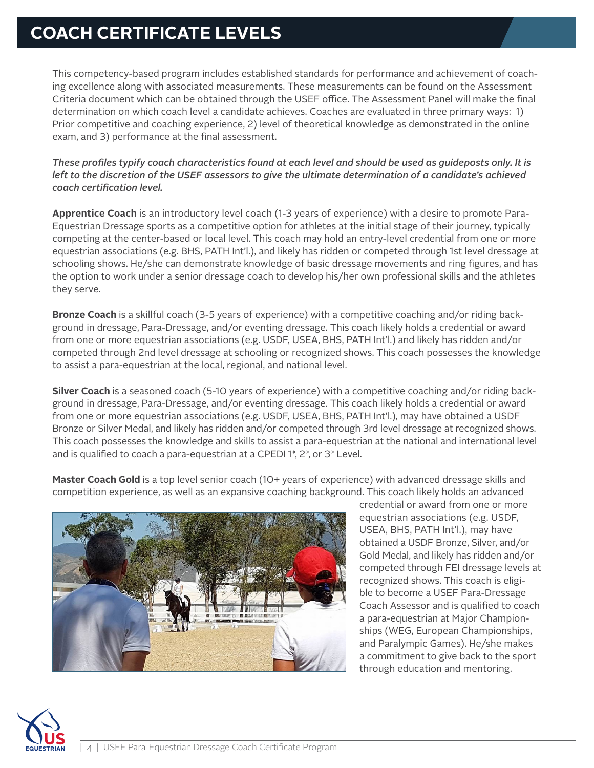# COACH CERTIFICATE LEVELS

This competency-based program includes established standards for performance and achievement of coaching excellence along with associated measurements. These measurements can be found on the Assessment Criteria document which can be obtained through the USEF office. The Assessment Panel will make the final determination on which coach level a candidate achieves. Coaches are evaluated in three primary ways: 1) Prior competitive and coaching experience, 2) level of theoretical knowledge as demonstrated in the online exam, and 3) performance at the final assessment.

*These profiles typify coach characteristics found at each level and should be used as guideposts only. It is left to the discretion of the USEF assessors to give the ultimate determination of a candidate's achieved coach certification level.*

**Apprentice Coach** is an introductory level coach (1-3 years of experience) with a desire to promote Para-Equestrian Dressage sports as a competitive option for athletes at the initial stage of their journey, typically competing at the center-based or local level. This coach may hold an entry-level credential from one or more equestrian associations (e.g. BHS, PATH Int'l.), and likely has ridden or competed through 1st level dressage at schooling shows. He/she can demonstrate knowledge of basic dressage movements and ring figures, and has the option to work under a senior dressage coach to develop his/her own professional skills and the athletes they serve.

**Bronze Coach** is a skillful coach (3-5 years of experience) with a competitive coaching and/or riding background in dressage, Para-Dressage, and/or eventing dressage. This coach likely holds a credential or award from one or more equestrian associations (e.g. USDF, USEA, BHS, PATH Int'l.) and likely has ridden and/or competed through 2nd level dressage at schooling or recognized shows. This coach possesses the knowledge to assist a para-equestrian at the local, regional, and national level.

**Silver Coach** is a seasoned coach (5-10 years of experience) with a competitive coaching and/or riding background in dressage, Para-Dressage, and/or eventing dressage. This coach likely holds a credential or award from one or more equestrian associations (e.g. USDF, USEA, BHS, PATH Int'l.), may have obtained a USDF Bronze or Silver Medal, and likely has ridden and/or competed through 3rd level dressage at recognized shows. This coach possesses the knowledge and skills to assist a para-equestrian at the national and international level and is qualified to coach a para-equestrian at a CPEDI 1*, 2*, or 3* Level.

**Master Coach Gold** is a top level senior coach (10+ years of experience) with advanced dressage skills and competition experience, as well as an expansive coaching background. This coach likely holds an advanced credential or award from one or more equestrian associations (e.g. USDF, USEA, BHS, PATH Int'l.), may have obtained a USDF Bronze, Silver, and/or Gold Medal, and likely has ridden and/or competed through FEI dressage levels at recognized shows. This coach is eligible to become a USEF Para-Dressage Coach Assessor and is qualified to coach a para-equestrian at Major Championships (WEG, European Championships, and Paralympic Games). He/she makes a commitment to give back to the sport through education and mentoring.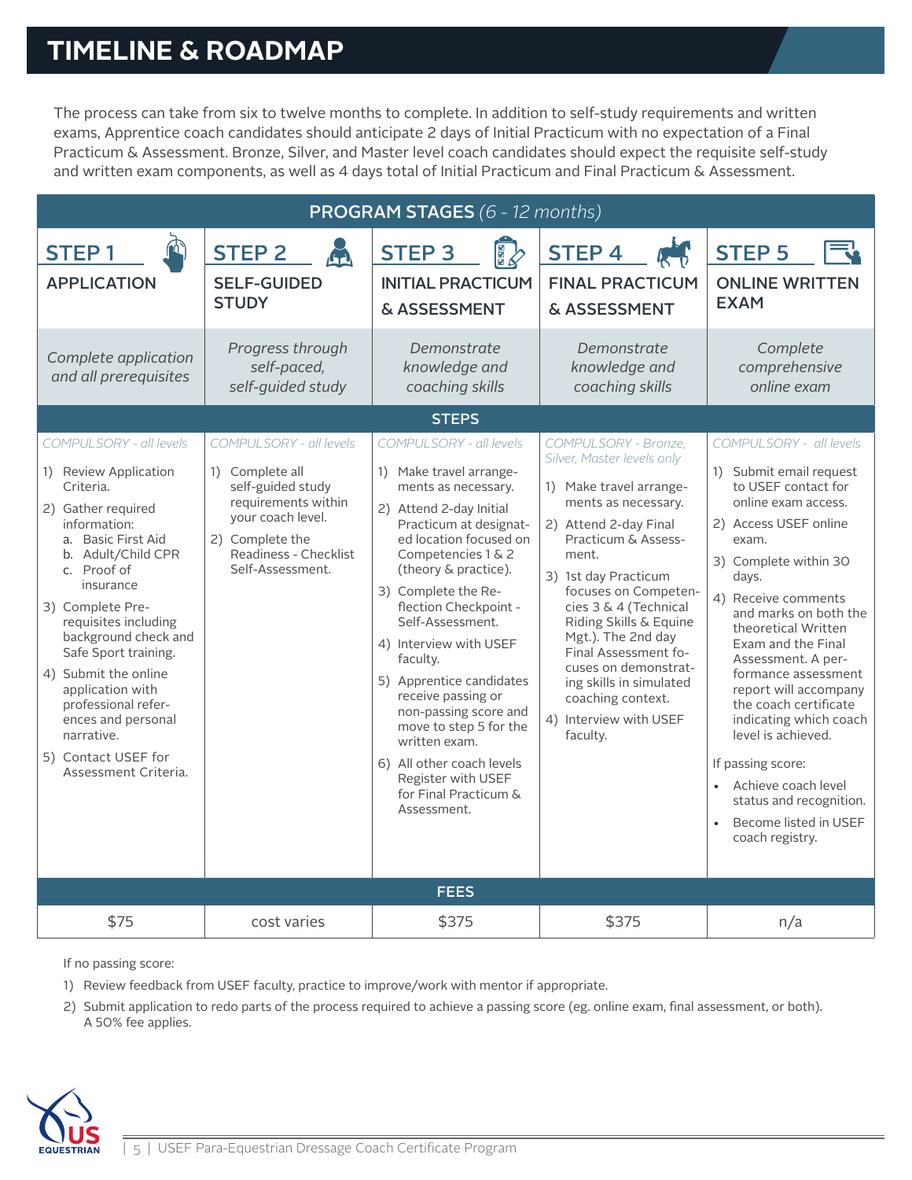# TIMELINE & ROADMAP

The process can take from six to twelve months to complete. In addition to self-study requirements and written exams, Apprentice coach candidates should anticipate 2 days of Initial Practicum with no expectation of a Final Practicum & Assessment. Bronze, Silver, and Master level coach candidates should expect the requisite self-study and written exam components, as well as 4 days total of Initial Practicum and Final Practicum & Assessment.

**PROGRAM STAGES** *(6 - 12 months)*

| STEP 1 APPLICATION | STEP 2 SELF-GUIDED STUDY | STEP 3 INITIAL PRACTICUM & ASSESSMENT | STEP 4 FINAL PRACTICUM & ASSESSMENT | STEP 5 ONLINE WRITTEN EXAM |
|---|---|---|---|---|
| *Complete application and all prerequisites* | *Progress through self-paced, self-guided study* | *Demonstrate knowledge and coaching skills* | *Demonstrate knowledge and coaching skills* | *Complete comprehensive online exam* |
| **STEPS** | | | | |
| *COMPULSORY - all levels*<br><br>1) Review Application Criteria.<br>2) Gather required information:<br>a. Basic First Aid<br>b. Adult/Child CPR<br>c. Proof of insurance<br>3) Complete Pre-requisites including background check and Safe Sport training.<br>4) Submit the online application with professional references and personal narrative.<br>5) Contact USEF for Assessment Criteria. | *COMPULSORY - all levels*<br><br>1) Complete all self-guided study requirements within your coach level.<br>2) Complete the Readiness - Checklist Self-Assessment. | *COMPULSORY - all levels*<br><br>1) Make travel arrangements as necessary.<br>2) Attend 2-day Initial Practicum at designated location focused on Competencies 1 & 2 (theory & practice).<br>3) Complete the Reflection Checkpoint - Self-Assessment.<br>4) Interview with USEF faculty.<br>5) Apprentice candidates receive passing or non-passing score and move to step 5 for the written exam.<br>6) All other coach levels Register with USEF for Final Practicum & Assessment. | *COMPULSORY - Bronze, Silver, Master levels only*<br><br>1) Make travel arrangements as necessary.<br>2) Attend 2-day Final Practicum & Assessment.<br>3) 1st day Practicum focuses on Competencies 3 & 4 (Technical Riding Skills & Equine Mgt.). The 2nd day Final Assessment focuses on demonstrating skills in simulated coaching context.<br>4) Interview with USEF faculty. | *COMPULSORY - all levels*<br><br>1) Submit email request to USEF contact for online exam access.<br>2) Access USEF online exam.<br>3) Complete within 30 days.<br>4) Receive comments and marks on both the theoretical Written Exam and the Final Assessment. A performance assessment report will accompany the coach certificate indicating which coach level is achieved.<br><br>If passing score:<br>• Achieve coach level status and recognition.<br>• Become listed in USEF coach registry. |
| **FEES** | | | | |
| $75 | cost varies | $375 | $375 | n/a |

If no passing score:

1) Review feedback from USEF faculty, practice to improve/work with mentor if appropriate.
2) Submit application to redo parts of the process required to achieve a passing score (eg. online exam, final assessment, or both). A 50% fee applies.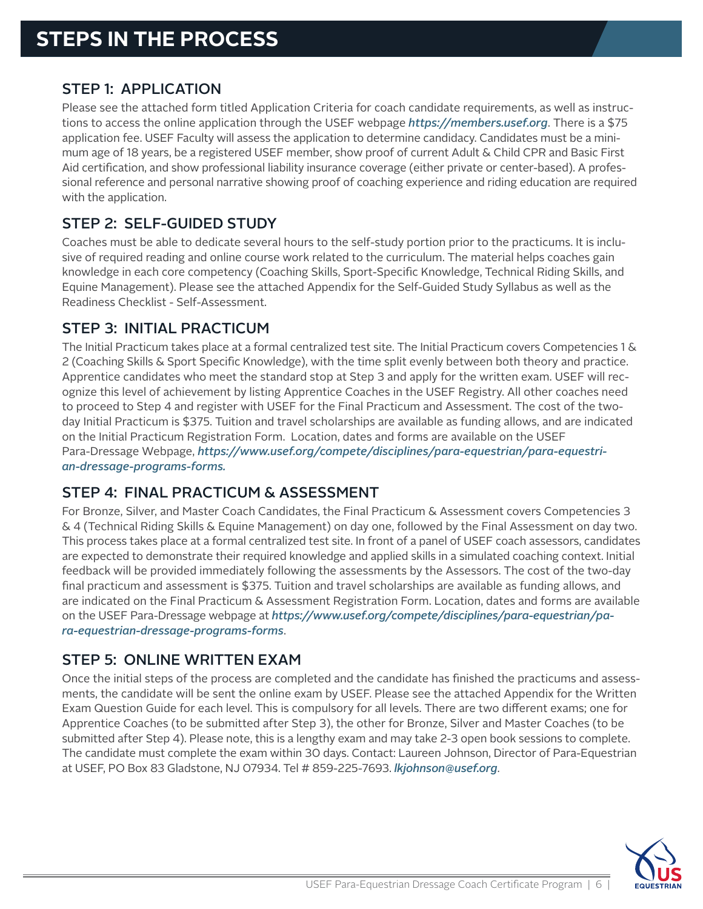# STEPS IN THE PROCESS

## STEP 1: APPLICATION

Please see the attached form titled Application Criteria for coach candidate requirements, as well as instructions to access the online application through the USEF webpage ***https://members.usef.org***. There is a $75 application fee. USEF Faculty will assess the application to determine candidacy. Candidates must be a minimum age of 18 years, be a registered USEF member, show proof of current Adult & Child CPR and Basic First Aid certification, and show professional liability insurance coverage (either private or center-based). A professional reference and personal narrative showing proof of coaching experience and riding education are required with the application.

## STEP 2: SELF-GUIDED STUDY

Coaches must be able to dedicate several hours to the self-study portion prior to the practicums. It is inclusive of required reading and online course work related to the curriculum. The material helps coaches gain knowledge in each core competency (Coaching Skills, Sport-Specific Knowledge, Technical Riding Skills, and Equine Management). Please see the attached Appendix for the Self-Guided Study Syllabus as well as the Readiness Checklist - Self-Assessment.

## STEP 3: INITIAL PRACTICUM

The Initial Practicum takes place at a formal centralized test site. The Initial Practicum covers Competencies 1 & 2 (Coaching Skills & Sport Specific Knowledge), with the time split evenly between both theory and practice. Apprentice candidates who meet the standard stop at Step 3 and apply for the written exam. USEF will recognize this level of achievement by listing Apprentice Coaches in the USEF Registry. All other coaches need to proceed to Step 4 and register with USEF for the Final Practicum and Assessment. The cost of the two-day Initial Practicum is $375. Tuition and travel scholarships are available as funding allows, and are indicated on the Initial Practicum Registration Form. Location, dates and forms are available on the USEF Para-Dressage Webpage, ***https://www.usef.org/compete/disciplines/para-equestrian/para-equestrian-dressage-programs-forms.***

## STEP 4: FINAL PRACTICUM & ASSESSMENT

For Bronze, Silver, and Master Coach Candidates, the Final Practicum & Assessment covers Competencies 3 & 4 (Technical Riding Skills & Equine Management) on day one, followed by the Final Assessment on day two. This process takes place at a formal centralized test site. In front of a panel of USEF coach assessors, candidates are expected to demonstrate their required knowledge and applied skills in a simulated coaching context. Initial feedback will be provided immediately following the assessments by the Assessors. The cost of the two-day final practicum and assessment is $375. Tuition and travel scholarships are available as funding allows, and are indicated on the Final Practicum & Assessment Registration Form. Location, dates and forms are available on the USEF Para-Dressage webpage at ***https://www.usef.org/compete/disciplines/para-equestrian/para-equestrian-dressage-programs-forms***.

## STEP 5: ONLINE WRITTEN EXAM

Once the initial steps of the process are completed and the candidate has finished the practicums and assessments, the candidate will be sent the online exam by USEF. Please see the attached Appendix for the Written Exam Question Guide for each level. This is compulsory for all levels. There are two different exams; one for Apprentice Coaches (to be submitted after Step 3), the other for Bronze, Silver and Master Coaches (to be submitted after Step 4). Please note, this is a lengthy exam and may take 2-3 open book sessions to complete. The candidate must complete the exam within 30 days. Contact: Laureen Johnson, Director of Para-Equestrian at USEF, PO Box 83 Gladstone, NJ 07934. Tel # 859-225-7693. ***lkjohnson@usef.org***.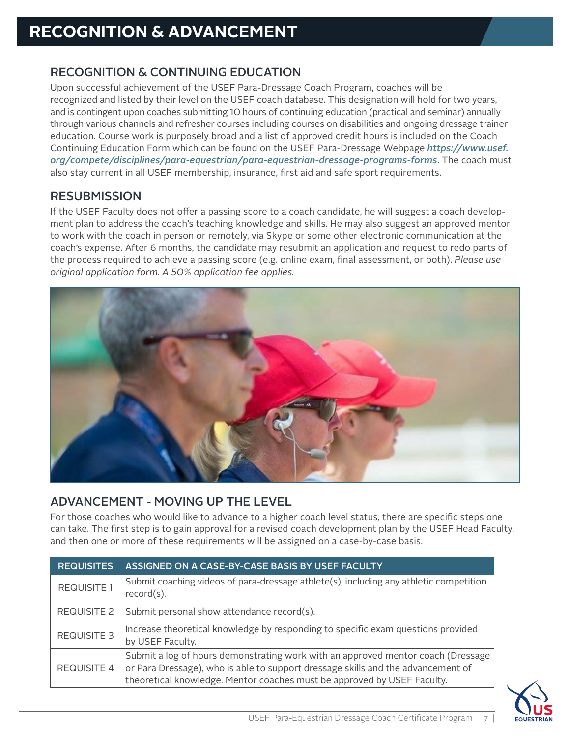# RECOGNITION & ADVANCEMENT

## RECOGNITION & CONTINUING EDUCATION

Upon successful achievement of the USEF Para-Dressage Coach Program, coaches will be recognized and listed by their level on the USEF coach database. This designation will hold for two years, and is contingent upon coaches submitting 10 hours of continuing education (practical and seminar) annually through various channels and refresher courses including courses on disabilities and ongoing dressage trainer education. Course work is purposely broad and a list of approved credit hours is included on the Coach Continuing Education Form which can be found on the USEF Para-Dressage Webpage ***https://www.usef.org/compete/disciplines/para-equestrian/para-equestrian-dressage-programs-forms***. The coach must also stay current in all USEF membership, insurance, first aid and safe sport requirements.

## RESUBMISSION

If the USEF Faculty does not offer a passing score to a coach candidate, he will suggest a coach development plan to address the coach's teaching knowledge and skills. He may also suggest an approved mentor to work with the coach in person or remotely, via Skype or some other electronic communication at the coach's expense. After 6 months, the candidate may resubmit an application and request to redo parts of the process required to achieve a passing score (e.g. online exam, final assessment, or both). *Please use original application form. A 50% application fee applies.*

## ADVANCEMENT - MOVING UP THE LEVEL

For those coaches who would like to advance to a higher coach level status, there are specific steps one can take. The first step is to gain approval for a revised coach development plan by the USEF Head Faculty, and then one or more of these requirements will be assigned on a case-by-case basis.

| REQUISITES | ASSIGNED ON A CASE-BY-CASE BASIS BY USEF FACULTY |
|---|---|
| REQUISITE 1 | Submit coaching videos of para-dressage athlete(s), including any athletic competition record(s). |
| REQUISITE 2 | Submit personal show attendance record(s). |
| REQUISITE 3 | Increase theoretical knowledge by responding to specific exam questions provided by USEF Faculty. |
| REQUISITE 4 | Submit a log of hours demonstrating work with an approved mentor coach (Dressage or Para Dressage), who is able to support dressage skills and the advancement of theoretical knowledge. Mentor coaches must be approved by USEF Faculty. |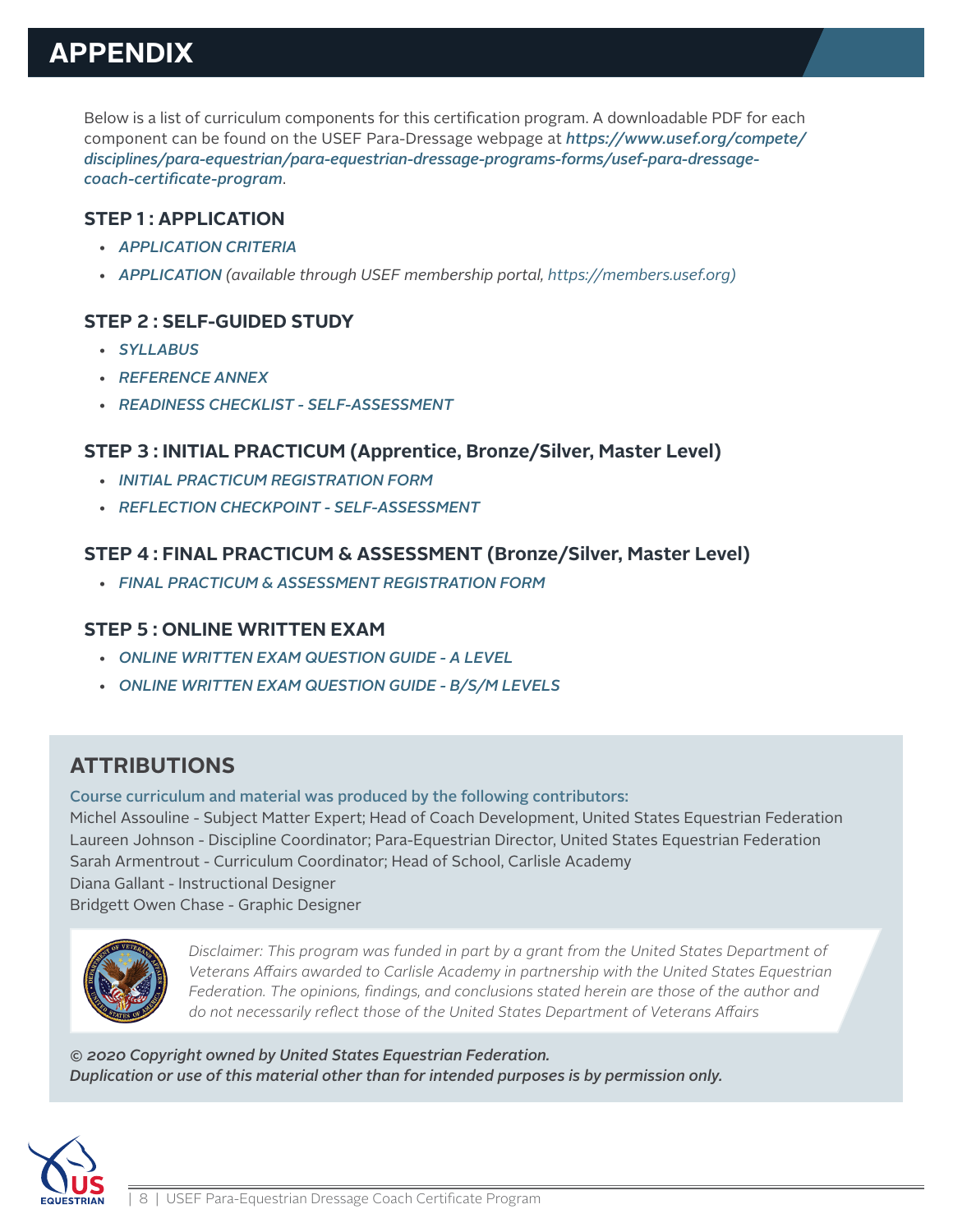# APPENDIX

Below is a list of curriculum components for this certification program. A downloadable PDF for each component can be found on the USEF Para-Dressage webpage at ***https://www.usef.org/compete/disciplines/para-equestrian/para-equestrian-dressage-programs-forms/usef-para-dressage-coach-certificate-program***.

### STEP 1 : APPLICATION

- *APPLICATION CRITERIA*
- *APPLICATION (available through USEF membership portal, https://members.usef.org)*

### STEP 2 : SELF-GUIDED STUDY

- *SYLLABUS*
- *REFERENCE ANNEX*
- *READINESS CHECKLIST - SELF-ASSESSMENT*

### STEP 3 : INITIAL PRACTICUM (Apprentice, Bronze/Silver, Master Level)

- *INITIAL PRACTICUM REGISTRATION FORM*
- *REFLECTION CHECKPOINT - SELF-ASSESSMENT*

### STEP 4 : FINAL PRACTICUM & ASSESSMENT (Bronze/Silver, Master Level)

- *FINAL PRACTICUM & ASSESSMENT REGISTRATION FORM*

### STEP 5 : ONLINE WRITTEN EXAM

- *ONLINE WRITTEN EXAM QUESTION GUIDE - A LEVEL*
- *ONLINE WRITTEN EXAM QUESTION GUIDE - B/S/M LEVELS*

## ATTRIBUTIONS

Course curriculum and material was produced by the following contributors:

Michel Assouline - Subject Matter Expert; Head of Coach Development, United States Equestrian Federation
Laureen Johnson - Discipline Coordinator; Para-Equestrian Director, United States Equestrian Federation
Sarah Armentrout - Curriculum Coordinator; Head of School, Carlisle Academy
Diana Gallant - Instructional Designer
Bridgett Owen Chase - Graphic Designer

*Disclaimer: This program was funded in part by a grant from the United States Department of Veterans Affairs awarded to Carlisle Academy in partnership with the United States Equestrian Federation. The opinions, findings, and conclusions stated herein are those of the author and do not necessarily reflect those of the United States Department of Veterans Affairs*

***© 2020 Copyright owned by United States Equestrian Federation.***
***Duplication or use of this material other than for intended purposes is by permission only.***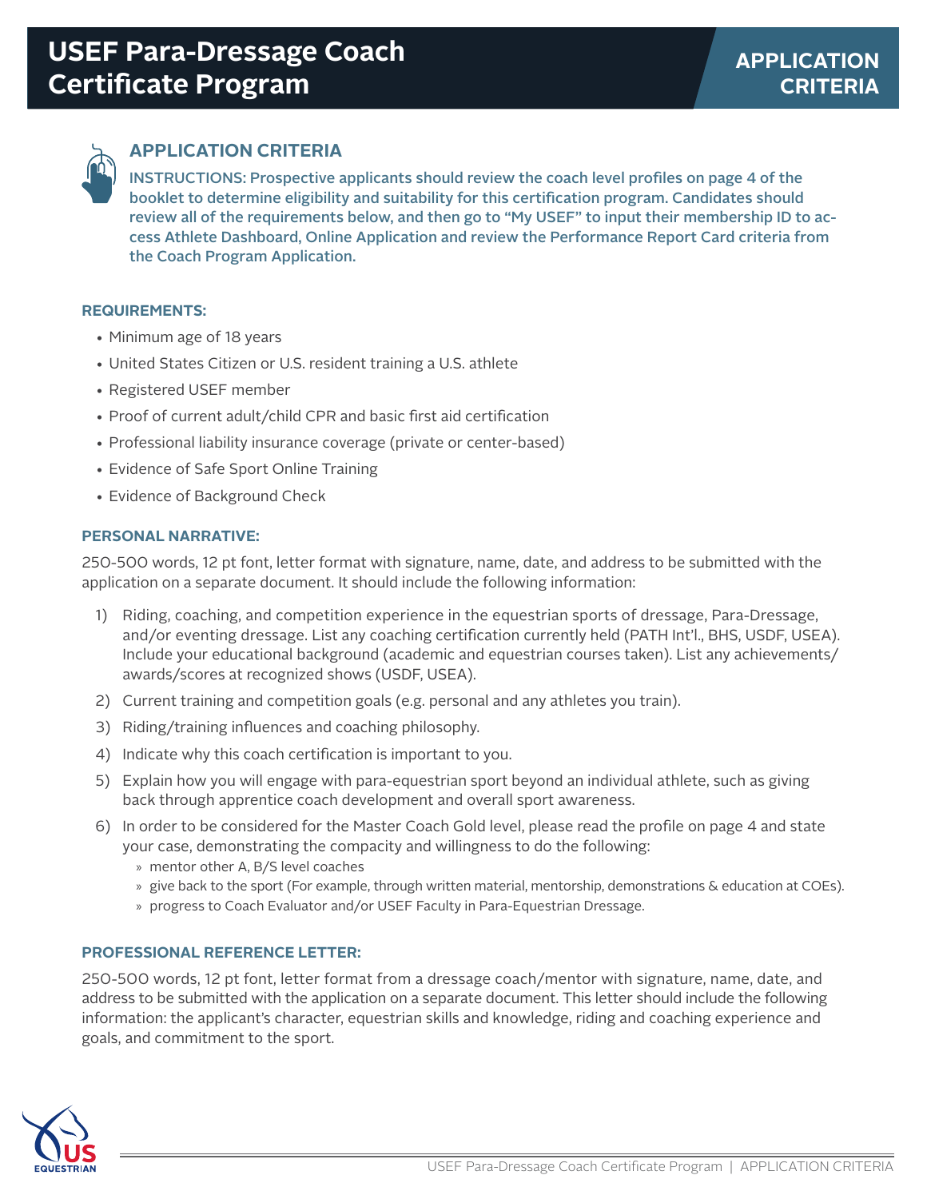# USEF Para-Dressage Coach Certificate Program

**APPLICATION CRITERIA**

## APPLICATION CRITERIA

INSTRUCTIONS: Prospective applicants should review the coach level profiles on page 4 of the booklet to determine eligibility and suitability for this certification program. Candidates should review all of the requirements below, and then go to "My USEF" to input their membership ID to access Athlete Dashboard, Online Application and review the Performance Report Card criteria from the Coach Program Application.

### REQUIREMENTS:

- Minimum age of 18 years
- United States Citizen or U.S. resident training a U.S. athlete
- Registered USEF member
- Proof of current adult/child CPR and basic first aid certification
- Professional liability insurance coverage (private or center-based)
- Evidence of Safe Sport Online Training
- Evidence of Background Check

### PERSONAL NARRATIVE:

250-500 words, 12 pt font, letter format with signature, name, date, and address to be submitted with the application on a separate document. It should include the following information:

1) Riding, coaching, and competition experience in the equestrian sports of dressage, Para-Dressage, and/or eventing dressage. List any coaching certification currently held (PATH Int'l., BHS, USDF, USEA). Include your educational background (academic and equestrian courses taken). List any achievements/awards/scores at recognized shows (USDF, USEA).
2) Current training and competition goals (e.g. personal and any athletes you train).
3) Riding/training influences and coaching philosophy.
4) Indicate why this coach certification is important to you.
5) Explain how you will engage with para-equestrian sport beyond an individual athlete, such as giving back through apprentice coach development and overall sport awareness.
6) In order to be considered for the Master Coach Gold level, please read the profile on page 4 and state your case, demonstrating the compacity and willingness to do the following:
   - mentor other A, B/S level coaches
   - give back to the sport (For example, through written material, mentorship, demonstrations & education at COEs).
   - progress to Coach Evaluator and/or USEF Faculty in Para-Equestrian Dressage.

### PROFESSIONAL REFERENCE LETTER:

250-500 words, 12 pt font, letter format from a dressage coach/mentor with signature, name, date, and address to be submitted with the application on a separate document. This letter should include the following information: the applicant's character, equestrian skills and knowledge, riding and coaching experience and goals, and commitment to the sport.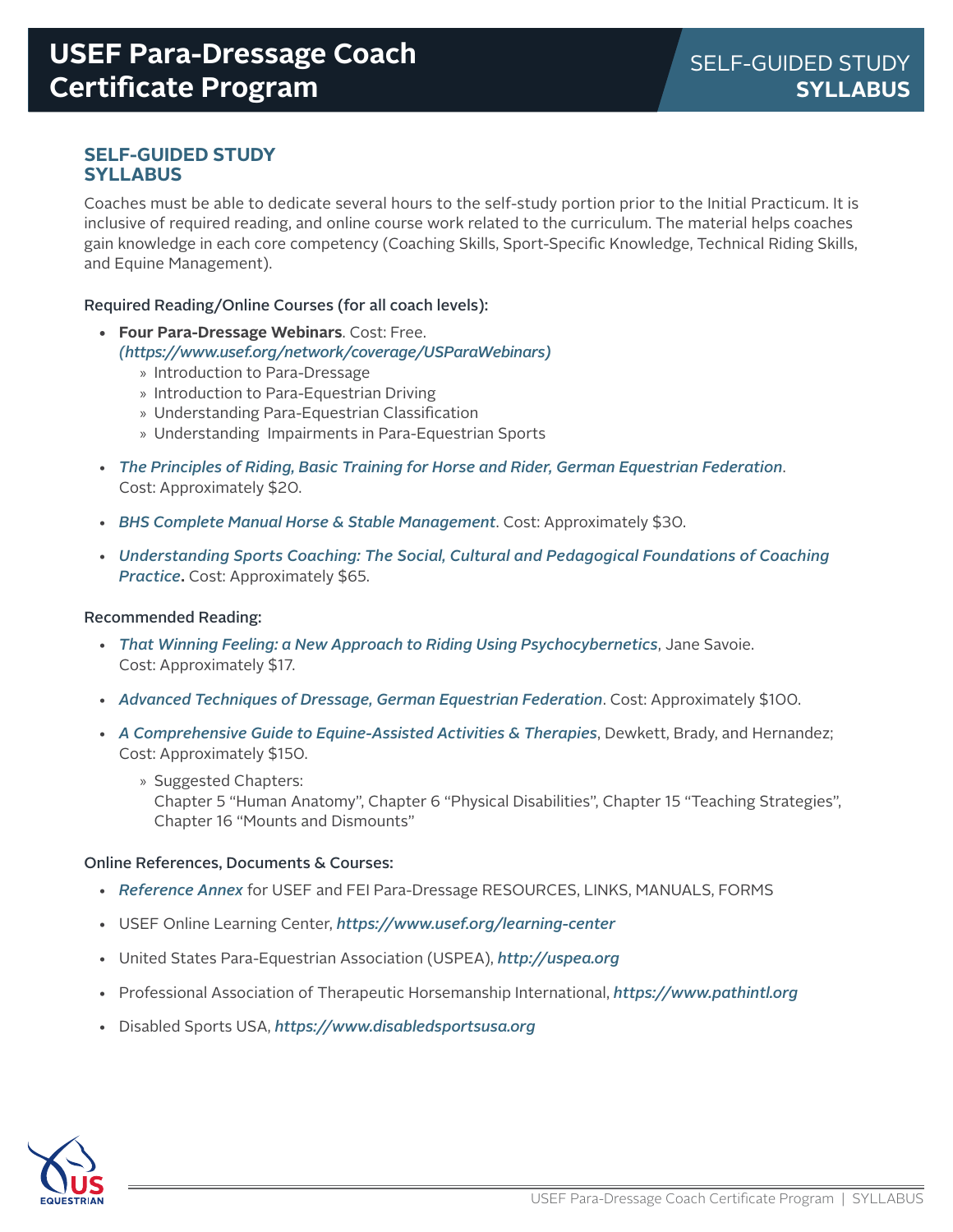# USEF Para-Dressage Coach Certificate Program

SELF-GUIDED STUDY **SYLLABUS**

## SELF-GUIDED STUDY SYLLABUS

Coaches must be able to dedicate several hours to the self-study portion prior to the Initial Practicum. It is inclusive of required reading, and online course work related to the curriculum. The material helps coaches gain knowledge in each core competency (Coaching Skills, Sport-Specific Knowledge, Technical Riding Skills, and Equine Management).

Required Reading/Online Courses (for all coach levels):

- **Four Para-Dressage Webinars**. Cost: Free. *(https://www.usef.org/network/coverage/USParaWebinars)*
  - » Introduction to Para-Dressage
  - » Introduction to Para-Equestrian Driving
  - » Understanding Para-Equestrian Classification
  - » Understanding Impairments in Para-Equestrian Sports
- *The Principles of Riding, Basic Training for Horse and Rider, German Equestrian Federation*. Cost: Approximately $20.
- *BHS Complete Manual Horse & Stable Management*. Cost: Approximately $30.
- *Understanding Sports Coaching: The Social, Cultural and Pedagogical Foundations of Coaching Practice***.** Cost: Approximately $65.

Recommended Reading:

- *That Winning Feeling: a New Approach to Riding Using Psychocybernetics*, Jane Savoie. Cost: Approximately $17.
- *Advanced Techniques of Dressage, German Equestrian Federation*. Cost: Approximately $100.
- *A Comprehensive Guide to Equine-Assisted Activities & Therapies*, Dewkett, Brady, and Hernandez; Cost: Approximately $150.
  - » Suggested Chapters: Chapter 5 "Human Anatomy", Chapter 6 "Physical Disabilities", Chapter 15 "Teaching Strategies", Chapter 16 "Mounts and Dismounts"

Online References, Documents & Courses:

- *Reference Annex* for USEF and FEI Para-Dressage RESOURCES, LINKS, MANUALS, FORMS
- USEF Online Learning Center, ***https://www.usef.org/learning-center***
- United States Para-Equestrian Association (USPEA), ***http://uspea.org***
- Professional Association of Therapeutic Horsemanship International, ***https://www.pathintl.org***
- Disabled Sports USA, ***https://www.disabledsportsusa.org***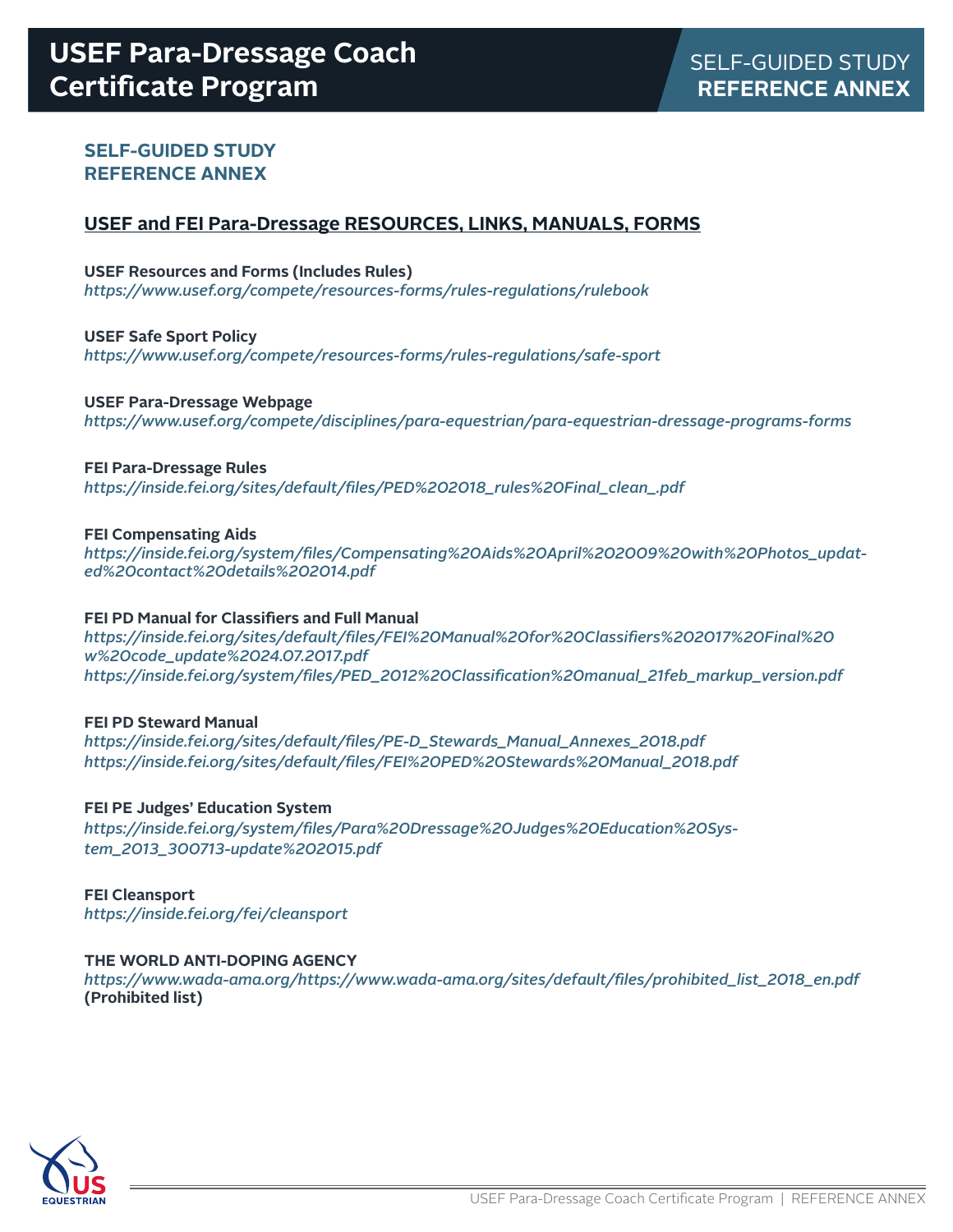# SELF-GUIDED STUDY REFERENCE ANNEX

## USEF and FEI Para-Dressage RESOURCES, LINKS, MANUALS, FORMS

**USEF Resources and Forms (Includes Rules)**
*https://www.usef.org/compete/resources-forms/rules-regulations/rulebook*

**USEF Safe Sport Policy**
*https://www.usef.org/compete/resources-forms/rules-regulations/safe-sport*

**USEF Para-Dressage Webpage**
*https://www.usef.org/compete/disciplines/para-equestrian/para-equestrian-dressage-programs-forms*

**FEI Para-Dressage Rules**
*https://inside.fei.org/sites/default/files/PED%202018_rules%20Final_clean_.pdf*

**FEI Compensating Aids**
*https://inside.fei.org/system/files/Compensating%20Aids%20April%202009%20with%20Photos_updated%20contact%20details%202014.pdf*

**FEI PD Manual for Classifiers and Full Manual**
*https://inside.fei.org/sites/default/files/FEI%20Manual%20for%20Classifiers%202017%20Final%20w%20code_update%2024.07.2017.pdf*
*https://inside.fei.org/system/files/PED_2012%20Classification%20manual_21feb_markup_version.pdf*

**FEI PD Steward Manual**
*https://inside.fei.org/sites/default/files/PE-D_Stewards_Manual_Annexes_2018.pdf*
*https://inside.fei.org/sites/default/files/FEI%20PED%20Stewards%20Manual_2018.pdf*

**FEI PE Judges' Education System**
*https://inside.fei.org/system/files/Para%20Dressage%20Judges%20Education%20System_2013_300713-update%202015.pdf*

**FEI Cleansport**
*https://inside.fei.org/fei/cleansport*

**THE WORLD ANTI-DOPING AGENCY**
*https://www.wada-ama.org/https://www.wada-ama.org/sites/default/files/prohibited_list_2018_en.pdf*
**(Prohibited list)**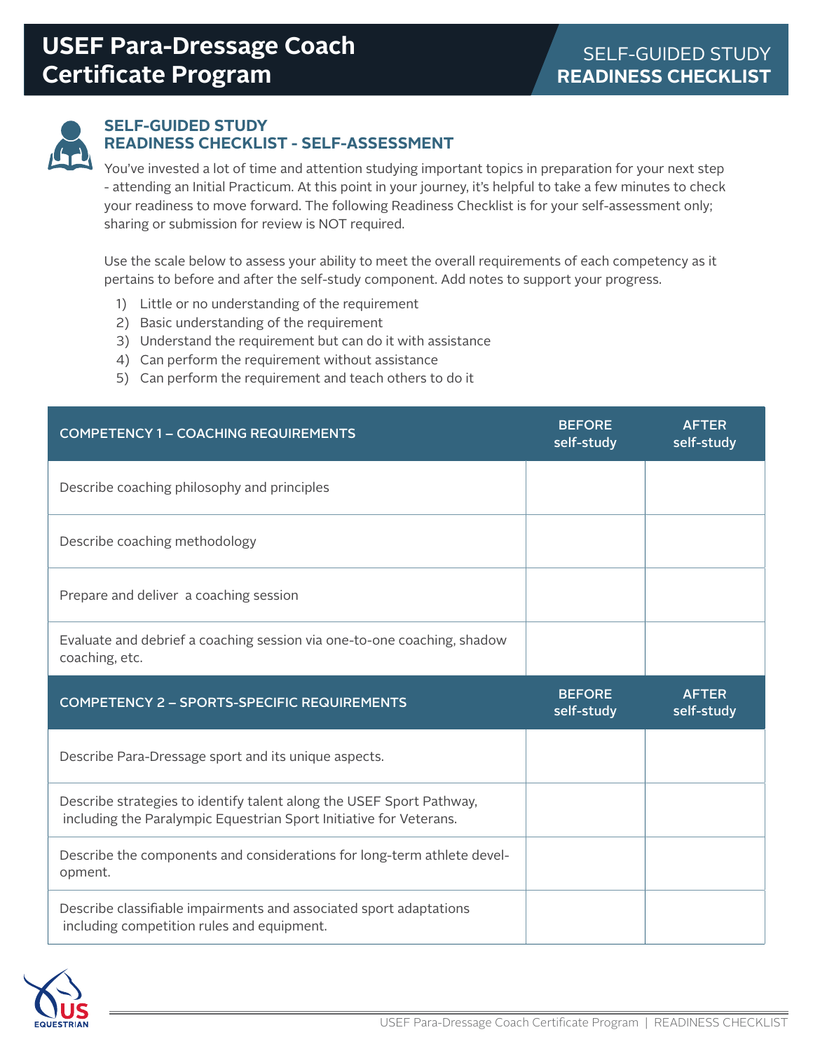# USEF Para-Dressage Coach Certificate Program

SELF-GUIDED STUDY **READINESS CHECKLIST**

## SELF-GUIDED STUDY READINESS CHECKLIST - SELF-ASSESSMENT

You've invested a lot of time and attention studying important topics in preparation for your next step - attending an Initial Practicum. At this point in your journey, it's helpful to take a few minutes to check your readiness to move forward. The following Readiness Checklist is for your self-assessment only; sharing or submission for review is NOT required.

Use the scale below to assess your ability to meet the overall requirements of each competency as it pertains to before and after the self-study component. Add notes to support your progress.

1) Little or no understanding of the requirement
2) Basic understanding of the requirement
3) Understand the requirement but can do it with assistance
4) Can perform the requirement without assistance
5) Can perform the requirement and teach others to do it

| COMPETENCY 1 – COACHING REQUIREMENTS | BEFORE self-study | AFTER self-study |
|---|---|---|
| Describe coaching philosophy and principles | | |
| Describe coaching methodology | | |
| Prepare and deliver a coaching session | | |
| Evaluate and debrief a coaching session via one-to-one coaching, shadow coaching, etc. | | |
| **COMPETENCY 2 – SPORTS-SPECIFIC REQUIREMENTS** | **BEFORE self-study** | **AFTER self-study** |
| Describe Para-Dressage sport and its unique aspects. | | |
| Describe strategies to identify talent along the USEF Sport Pathway, including the Paralympic Equestrian Sport Initiative for Veterans. | | |
| Describe the components and considerations for long-term athlete development. | | |
| Describe classifiable impairments and associated sport adaptations including competition rules and equipment. | | |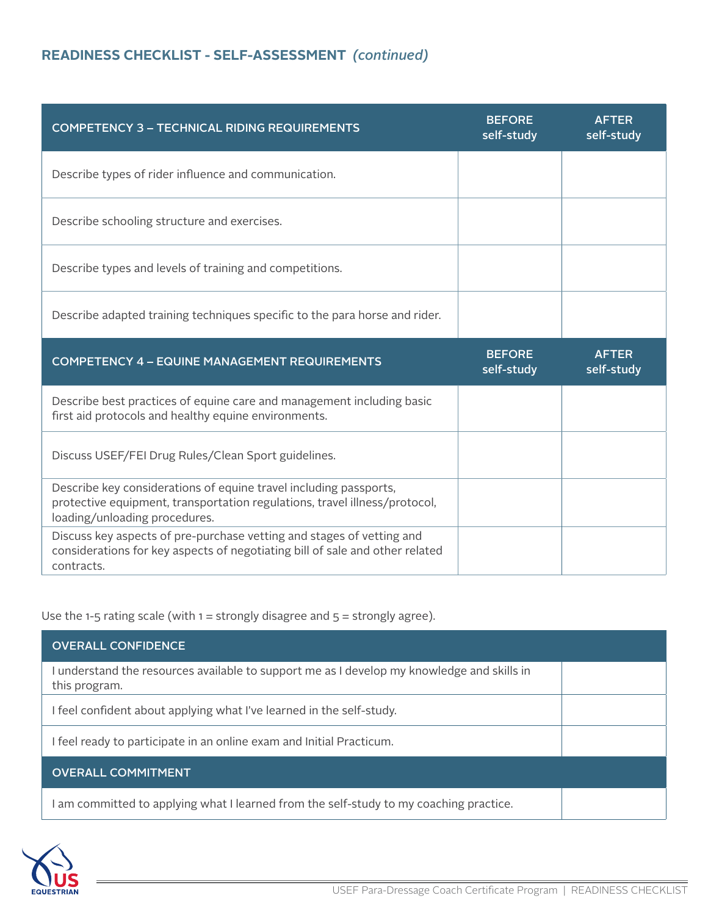## READINESS CHECKLIST - SELF-ASSESSMENT *(continued)*

| COMPETENCY 3 – TECHNICAL RIDING REQUIREMENTS | BEFORE self-study | AFTER self-study |
|---|---|---|
| Describe types of rider influence and communication. | | |
| Describe schooling structure and exercises. | | |
| Describe types and levels of training and competitions. | | |
| Describe adapted training techniques specific to the para horse and rider. | | |
| **COMPETENCY 4 – EQUINE MANAGEMENT REQUIREMENTS** | **BEFORE self-study** | **AFTER self-study** |
| Describe best practices of equine care and management including basic first aid protocols and healthy equine environments. | | |
| Discuss USEF/FEI Drug Rules/Clean Sport guidelines. | | |
| Describe key considerations of equine travel including passports, protective equipment, transportation regulations, travel illness/protocol, loading/unloading procedures. | | |
| Discuss key aspects of pre-purchase vetting and stages of vetting and considerations for key aspects of negotiating bill of sale and other related contracts. | | |

Use the 1-5 rating scale (with 1 = strongly disagree and 5 = strongly agree).

| OVERALL CONFIDENCE | |
|---|---|
| I understand the resources available to support me as I develop my knowledge and skills in this program. | |
| I feel confident about applying what I've learned in the self-study. | |
| I feel ready to participate in an online exam and Initial Practicum. | |
| **OVERALL COMMITMENT** | |
| I am committed to applying what I learned from the self-study to my coaching practice. | |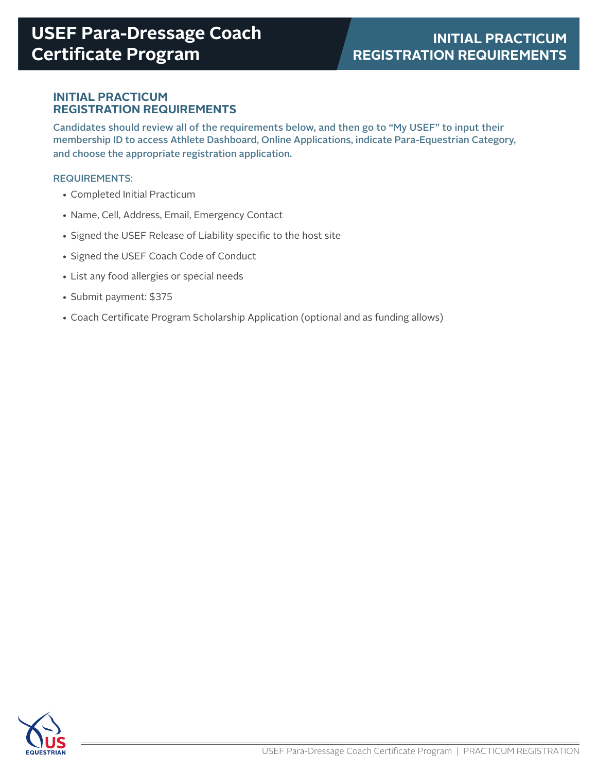# INITIAL PRACTICUM REGISTRATION REQUIREMENTS

Candidates should review all of the requirements below, and then go to "My USEF" to input their membership ID to access Athlete Dashboard, Online Applications, indicate Para-Equestrian Category, and choose the appropriate registration application.

REQUIREMENTS:

- Completed Initial Practicum
- Name, Cell, Address, Email, Emergency Contact
- Signed the USEF Release of Liability specific to the host site
- Signed the USEF Coach Code of Conduct
- List any food allergies or special needs
- Submit payment: $375
- Coach Certificate Program Scholarship Application (optional and as funding allows)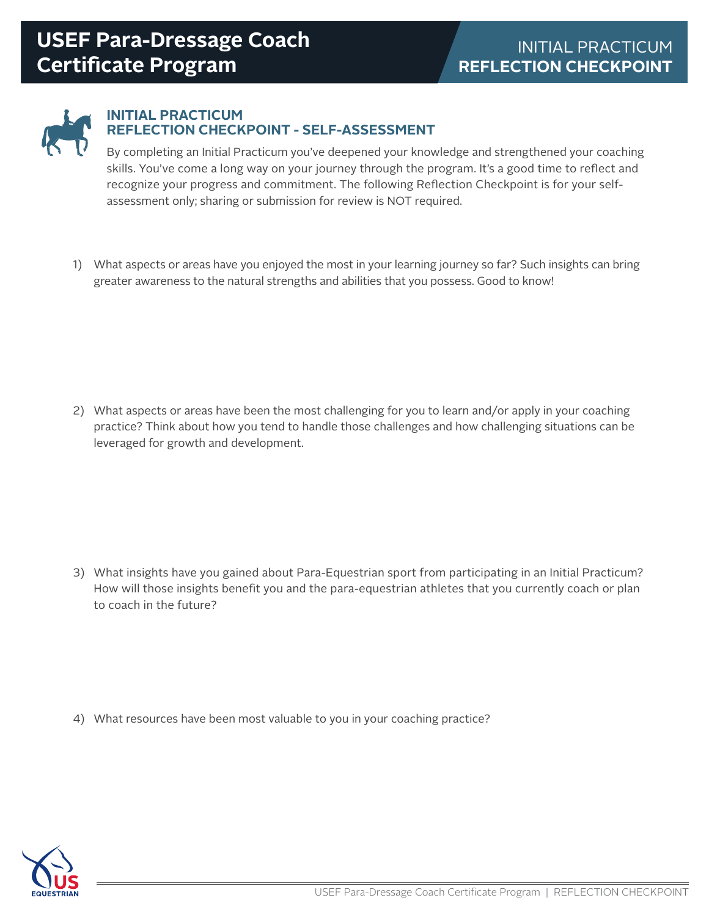# USEF Para-Dressage Coach Certificate Program

## INITIAL PRACTICUM REFLECTION CHECKPOINT

### INITIAL PRACTICUM REFLECTION CHECKPOINT - SELF-ASSESSMENT

By completing an Initial Practicum you've deepened your knowledge and strengthened your coaching skills. You've come a long way on your journey through the program. It's a good time to reflect and recognize your progress and commitment. The following Reflection Checkpoint is for your self-assessment only; sharing or submission for review is NOT required.

1) What aspects or areas have you enjoyed the most in your learning journey so far? Such insights can bring greater awareness to the natural strengths and abilities that you possess. Good to know!

2) What aspects or areas have been the most challenging for you to learn and/or apply in your coaching practice? Think about how you tend to handle those challenges and how challenging situations can be leveraged for growth and development.

3) What insights have you gained about Para-Equestrian sport from participating in an Initial Practicum? How will those insights benefit you and the para-equestrian athletes that you currently coach or plan to coach in the future?

4) What resources have been most valuable to you in your coaching practice?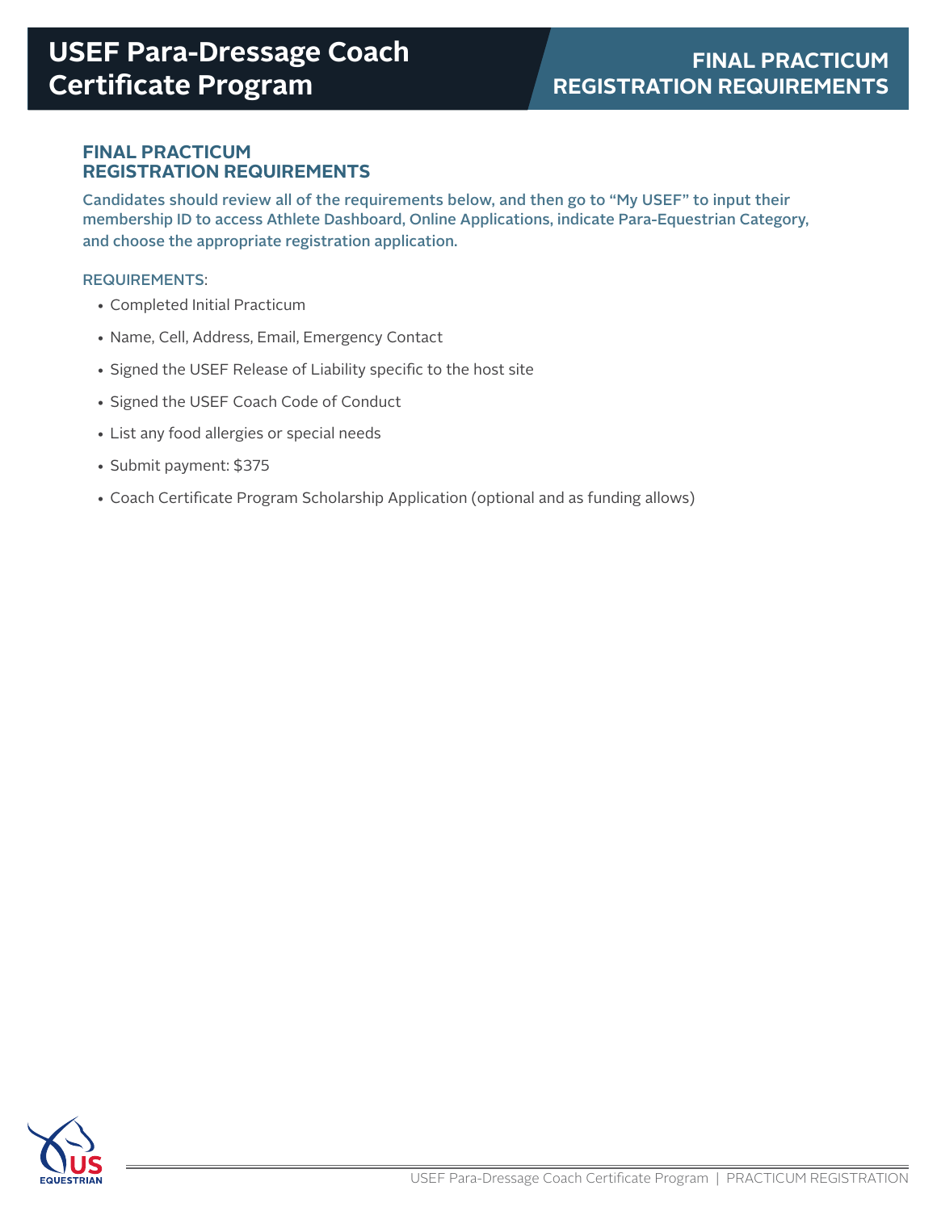# USEF Para-Dressage Coach Certificate Program

## FINAL PRACTICUM REGISTRATION REQUIREMENTS

### FINAL PRACTICUM REGISTRATION REQUIREMENTS

Candidates should review all of the requirements below, and then go to "My USEF" to input their membership ID to access Athlete Dashboard, Online Applications, indicate Para-Equestrian Category, and choose the appropriate registration application.

REQUIREMENTS:

- Completed Initial Practicum
- Name, Cell, Address, Email, Emergency Contact
- Signed the USEF Release of Liability specific to the host site
- Signed the USEF Coach Code of Conduct
- List any food allergies or special needs
- Submit payment: $375
- Coach Certificate Program Scholarship Application (optional and as funding allows)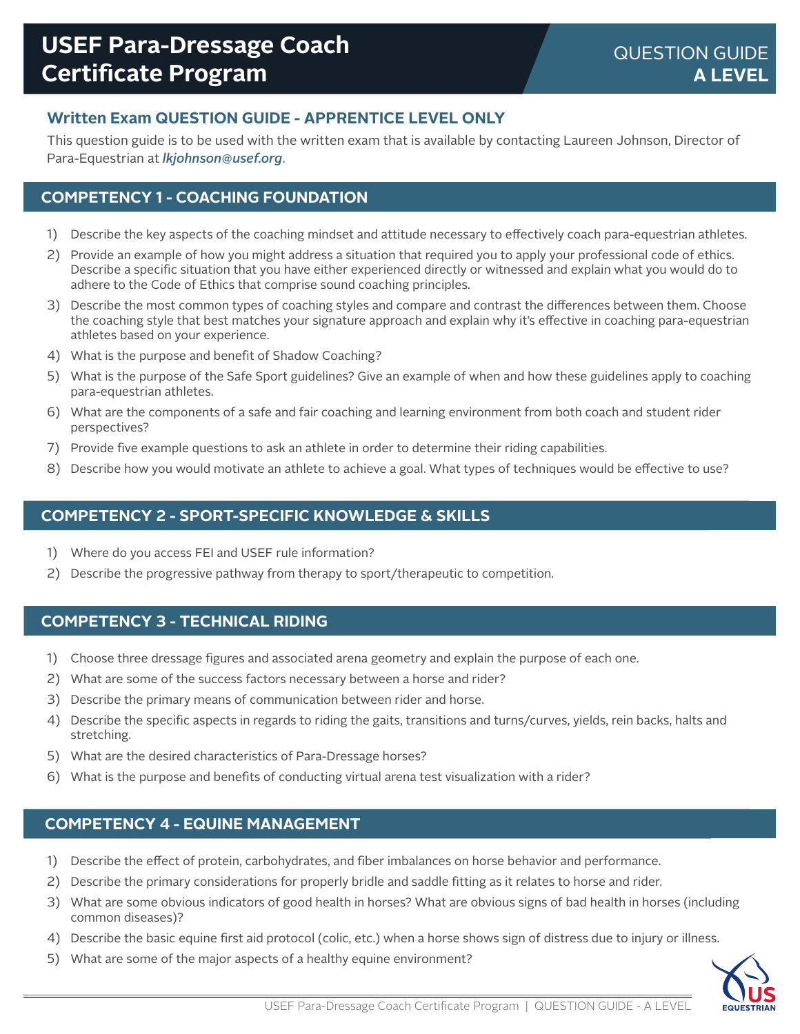# USEF Para-Dressage Coach Certificate Program

QUESTION GUIDE **A LEVEL**

### Written Exam QUESTION GUIDE - APPRENTICE LEVEL ONLY

This question guide is to be used with the written exam that is available by contacting Laureen Johnson, Director of Para-Equestrian at *lkjohnson@usef.org*.

## COMPETENCY 1 - COACHING FOUNDATION

1) Describe the key aspects of the coaching mindset and attitude necessary to effectively coach para-equestrian athletes.
2) Provide an example of how you might address a situation that required you to apply your professional code of ethics. Describe a specific situation that you have either experienced directly or witnessed and explain what you would do to adhere to the Code of Ethics that comprise sound coaching principles.
3) Describe the most common types of coaching styles and compare and contrast the differences between them. Choose the coaching style that best matches your signature approach and explain why it's effective in coaching para-equestrian athletes based on your experience.
4) What is the purpose and benefit of Shadow Coaching?
5) What is the purpose of the Safe Sport guidelines? Give an example of when and how these guidelines apply to coaching para-equestrian athletes.
6) What are the components of a safe and fair coaching and learning environment from both coach and student rider perspectives?
7) Provide five example questions to ask an athlete in order to determine their riding capabilities.
8) Describe how you would motivate an athlete to achieve a goal. What types of techniques would be effective to use?

## COMPETENCY 2 - SPORT-SPECIFIC KNOWLEDGE & SKILLS

1) Where do you access FEI and USEF rule information?
2) Describe the progressive pathway from therapy to sport/therapeutic to competition.

## COMPETENCY 3 - TECHNICAL RIDING

1) Choose three dressage figures and associated arena geometry and explain the purpose of each one.
2) What are some of the success factors necessary between a horse and rider?
3) Describe the primary means of communication between rider and horse.
4) Describe the specific aspects in regards to riding the gaits, transitions and turns/curves, yields, rein backs, halts and stretching.
5) What are the desired characteristics of Para-Dressage horses?
6) What is the purpose and benefits of conducting virtual arena test visualization with a rider?

## COMPETENCY 4 - EQUINE MANAGEMENT

1) Describe the effect of protein, carbohydrates, and fiber imbalances on horse behavior and performance.
2) Describe the primary considerations for properly bridle and saddle fitting as it relates to horse and rider.
3) What are some obvious indicators of good health in horses? What are obvious signs of bad health in horses (including common diseases)?
4) Describe the basic equine first aid protocol (colic, etc.) when a horse shows sign of distress due to injury or illness.
5) What are some of the major aspects of a healthy equine environment?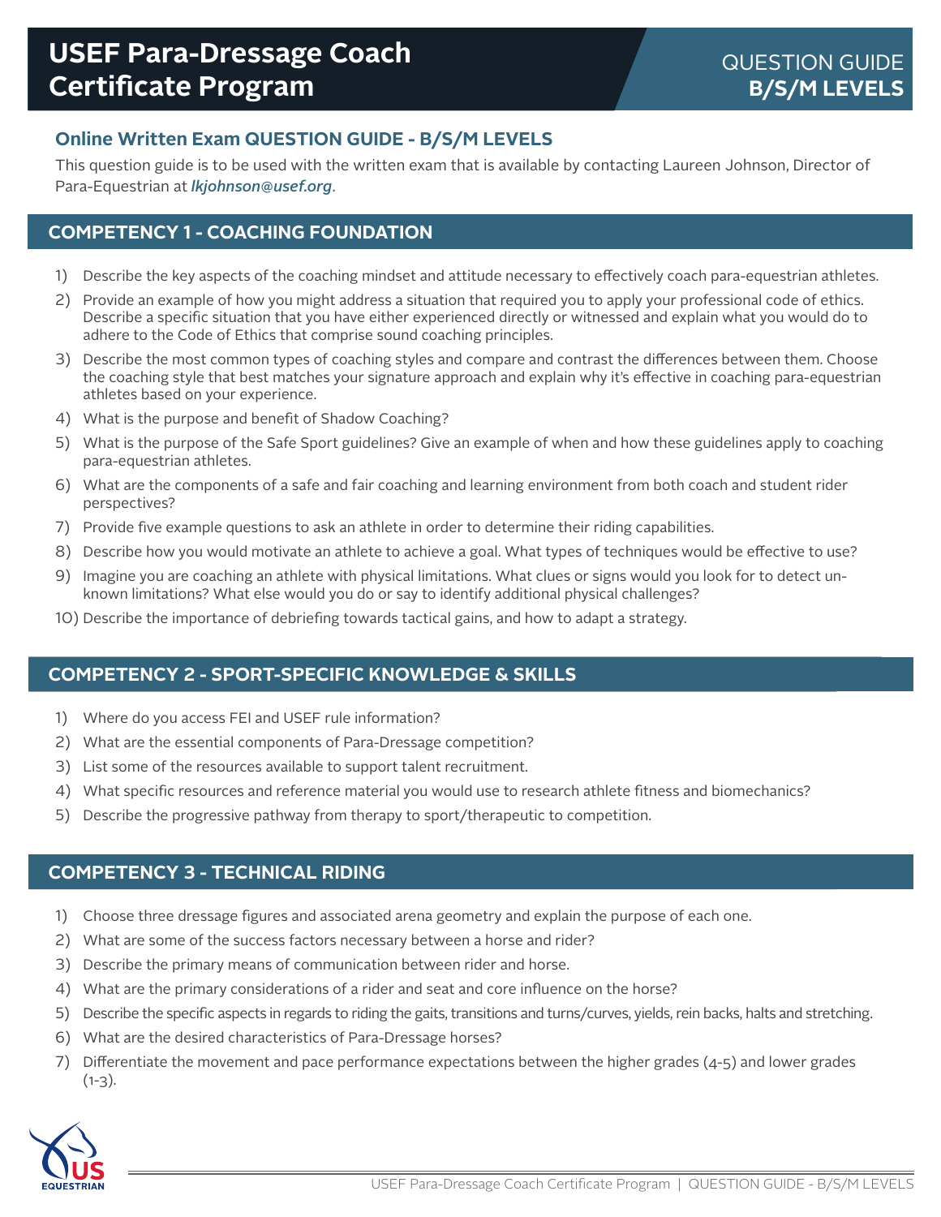# USEF Para-Dressage Coach Certificate Program

QUESTION GUIDE **B/S/M LEVELS**

## Online Written Exam QUESTION GUIDE - B/S/M LEVELS

This question guide is to be used with the written exam that is available by contacting Laureen Johnson, Director of Para-Equestrian at *lkjohnson@usef.org*.

## COMPETENCY 1 - COACHING FOUNDATION

1) Describe the key aspects of the coaching mindset and attitude necessary to effectively coach para-equestrian athletes.
2) Provide an example of how you might address a situation that required you to apply your professional code of ethics. Describe a specific situation that you have either experienced directly or witnessed and explain what you would do to adhere to the Code of Ethics that comprise sound coaching principles.
3) Describe the most common types of coaching styles and compare and contrast the differences between them. Choose the coaching style that best matches your signature approach and explain why it's effective in coaching para-equestrian athletes based on your experience.
4) What is the purpose and benefit of Shadow Coaching?
5) What is the purpose of the Safe Sport guidelines? Give an example of when and how these guidelines apply to coaching para-equestrian athletes.
6) What are the components of a safe and fair coaching and learning environment from both coach and student rider perspectives?
7) Provide five example questions to ask an athlete in order to determine their riding capabilities.
8) Describe how you would motivate an athlete to achieve a goal. What types of techniques would be effective to use?
9) Imagine you are coaching an athlete with physical limitations. What clues or signs would you look for to detect unknown limitations? What else would you do or say to identify additional physical challenges?
10) Describe the importance of debriefing towards tactical gains, and how to adapt a strategy.

## COMPETENCY 2 - SPORT-SPECIFIC KNOWLEDGE & SKILLS

1) Where do you access FEI and USEF rule information?
2) What are the essential components of Para-Dressage competition?
3) List some of the resources available to support talent recruitment.
4) What specific resources and reference material you would use to research athlete fitness and biomechanics?
5) Describe the progressive pathway from therapy to sport/therapeutic to competition.

## COMPETENCY 3 - TECHNICAL RIDING

1) Choose three dressage figures and associated arena geometry and explain the purpose of each one.
2) What are some of the success factors necessary between a horse and rider?
3) Describe the primary means of communication between rider and horse.
4) What are the primary considerations of a rider and seat and core influence on the horse?
5) Describe the specific aspects in regards to riding the gaits, transitions and turns/curves, yields, rein backs, halts and stretching.
6) What are the desired characteristics of Para-Dressage horses?
7) Differentiate the movement and pace performance expectations between the higher grades (4-5) and lower grades (1-3).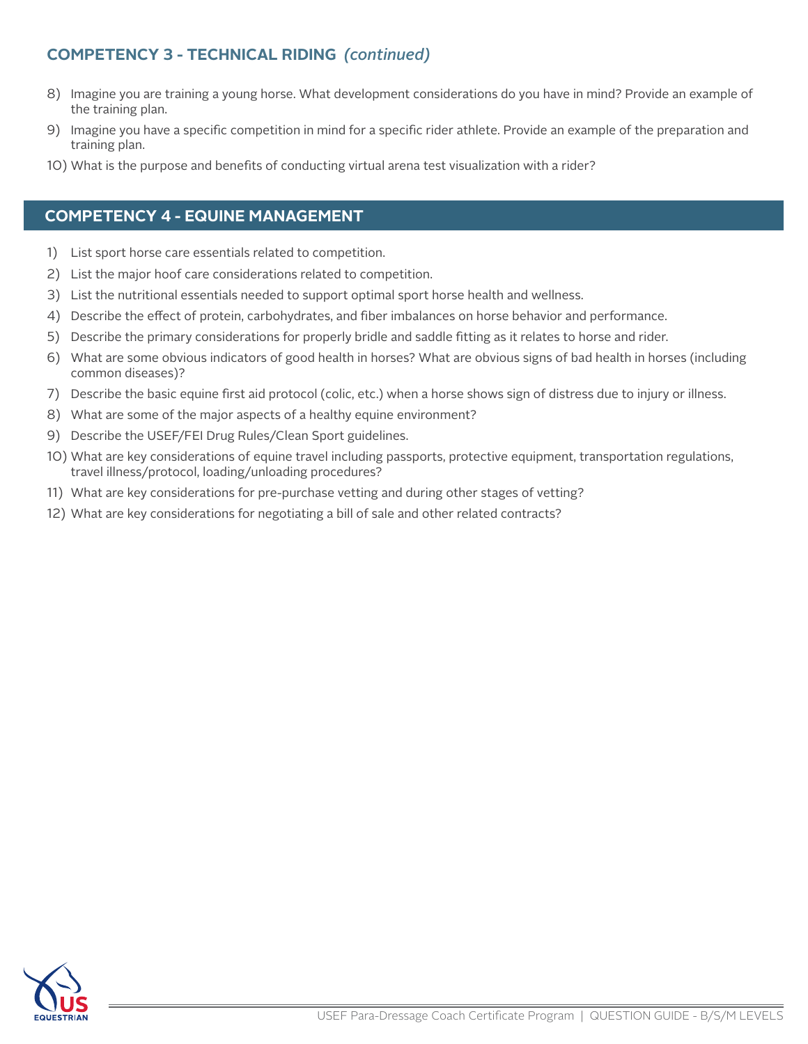## COMPETENCY 3 - TECHNICAL RIDING *(continued)*

8) Imagine you are training a young horse. What development considerations do you have in mind? Provide an example of the training plan.
9) Imagine you have a specific competition in mind for a specific rider athlete. Provide an example of the preparation and training plan.
10) What is the purpose and benefits of conducting virtual arena test visualization with a rider?

## COMPETENCY 4 - EQUINE MANAGEMENT

1) List sport horse care essentials related to competition.
2) List the major hoof care considerations related to competition.
3) List the nutritional essentials needed to support optimal sport horse health and wellness.
4) Describe the effect of protein, carbohydrates, and fiber imbalances on horse behavior and performance.
5) Describe the primary considerations for properly bridle and saddle fitting as it relates to horse and rider.
6) What are some obvious indicators of good health in horses? What are obvious signs of bad health in horses (including common diseases)?
7) Describe the basic equine first aid protocol (colic, etc.) when a horse shows sign of distress due to injury or illness.
8) What are some of the major aspects of a healthy equine environment?
9) Describe the USEF/FEI Drug Rules/Clean Sport guidelines.
10) What are key considerations of equine travel including passports, protective equipment, transportation regulations, travel illness/protocol, loading/unloading procedures?
11) What are key considerations for pre-purchase vetting and during other stages of vetting?
12) What are key considerations for negotiating a bill of sale and other related contracts?